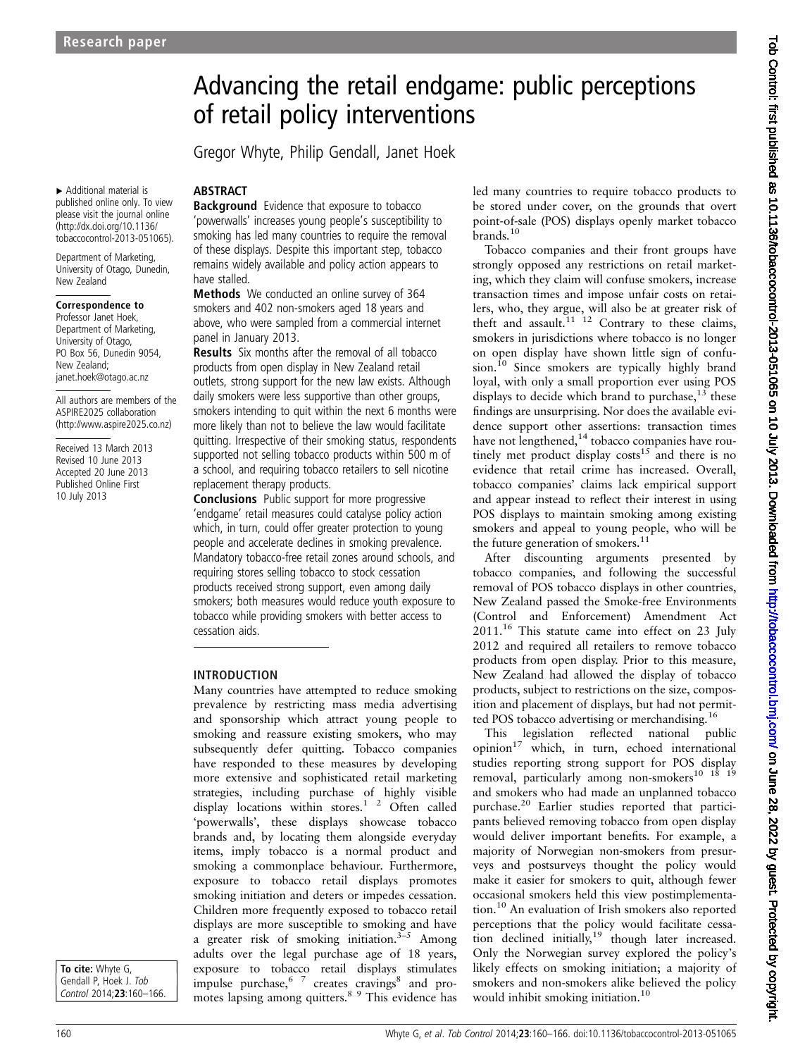# Advancing the retail endgame: public perceptions of retail policy interventions

Gregor Whyte, Philip Gendall, Janet Hoek

▸ Additional material is published online only. To view please visit the journal online (http://dx.doi.org/10.1136/tobaccocontrol-2013-051065).

Department of Marketing, University of Otago, Dunedin, New Zealand

**Correspondence to**
Professor Janet Hoek, Department of Marketing, University of Otago, PO Box 56, Dunedin 9054, New Zealand; janet.hoek@otago.ac.nz

All authors are members of the ASPIRE2025 collaboration (http://www.aspire2025.co.nz)

Received 13 March 2013
Revised 10 June 2013
Accepted 20 June 2013
Published Online First 10 July 2013

**To cite:** Whyte G, Gendall P, Hoek J. *Tob Control* 2014;**23**:160–166.

## ABSTRACT

**Background** Evidence that exposure to tobacco 'powerwalls' increases young people's susceptibility to smoking has led many countries to require the removal of these displays. Despite this important step, tobacco remains widely available and policy action appears to have stalled.

**Methods** We conducted an online survey of 364 smokers and 402 non-smokers aged 18 years and above, who were sampled from a commercial internet panel in January 2013.

**Results** Six months after the removal of all tobacco products from open display in New Zealand retail outlets, strong support for the new law exists. Although daily smokers were less supportive than other groups, smokers intending to quit within the next 6 months were more likely than not to believe the law would facilitate quitting. Irrespective of their smoking status, respondents supported not selling tobacco products within 500 m of a school, and requiring tobacco retailers to sell nicotine replacement therapy products.

**Conclusions** Public support for more progressive 'endgame' retail measures could catalyse policy action which, in turn, could offer greater protection to young people and accelerate declines in smoking prevalence. Mandatory tobacco-free retail zones around schools, and requiring stores selling tobacco to stock cessation products received strong support, even among daily smokers; both measures would reduce youth exposure to tobacco while providing smokers with better access to cessation aids.

## INTRODUCTION

Many countries have attempted to reduce smoking prevalence by restricting mass media advertising and sponsorship which attract young people to smoking and reassure existing smokers, who may subsequently defer quitting. Tobacco companies have responded to these measures by developing more extensive and sophisticated retail marketing strategies, including purchase of highly visible display locations within stores.[1,2] Often called 'powerwalls', these displays showcase tobacco brands and, by locating them alongside everyday items, imply tobacco is a normal product and smoking a commonplace behaviour. Furthermore, exposure to tobacco retail displays promotes smoking initiation and deters or impedes cessation. Children more frequently exposed to tobacco retail displays are more susceptible to smoking and have a greater risk of smoking initiation.[3–5] Among adults over the legal purchase age of 18 years, exposure to tobacco retail displays stimulates impulse purchase,[6,7] creates cravings[8] and promotes lapsing among quitters.[8,9] This evidence has led many countries to require tobacco products to be stored under cover, on the grounds that overt point-of-sale (POS) displays openly market tobacco brands.[10]

Tobacco companies and their front groups have strongly opposed any restrictions on retail marketing, which they claim will confuse smokers, increase transaction times and impose unfair costs on retailers, who, they argue, will also be at greater risk of theft and assault.[11,12] Contrary to these claims, smokers in jurisdictions where tobacco is no longer on open display have shown little sign of confusion.[10] Since smokers are typically highly brand loyal, with only a small proportion ever using POS displays to decide which brand to purchase,[13] these findings are unsurprising. Nor does the available evidence support other assertions: transaction times have not lengthened,[14] tobacco companies have routinely met product display costs[15] and there is no evidence that retail crime has increased. Overall, tobacco companies' claims lack empirical support and appear instead to reflect their interest in using POS displays to maintain smoking among existing smokers and appeal to young people, who will be the future generation of smokers.[11]

After discounting arguments presented by tobacco companies, and following the successful removal of POS tobacco displays in other countries, New Zealand passed the Smoke-free Environments (Control and Enforcement) Amendment Act 2011.[16] This statute came into effect on 23 July 2012 and required all retailers to remove tobacco products from open display. Prior to this measure, New Zealand had allowed the display of tobacco products, subject to restrictions on the size, composition and placement of displays, but had not permitted POS tobacco advertising or merchandising.[16]

This legislation reflected national public opinion[17] which, in turn, echoed international studies reporting strong support for POS display removal, particularly among non-smokers[10,18,19] and smokers who had made an unplanned tobacco purchase.[20] Earlier studies reported that participants believed removing tobacco from open display would deliver important benefits. For example, a majority of Norwegian non-smokers from presurveys and postsurveys thought the policy would make it easier for smokers to quit, although fewer occasional smokers held this view postimplementation.[10] An evaluation of Irish smokers also reported perceptions that the policy would facilitate cessation declined initially,[19] though later increased. Only the Norwegian survey explored the policy's likely effects on smoking initiation; a majority of smokers and non-smokers alike believed the policy would inhibit smoking initiation.[10]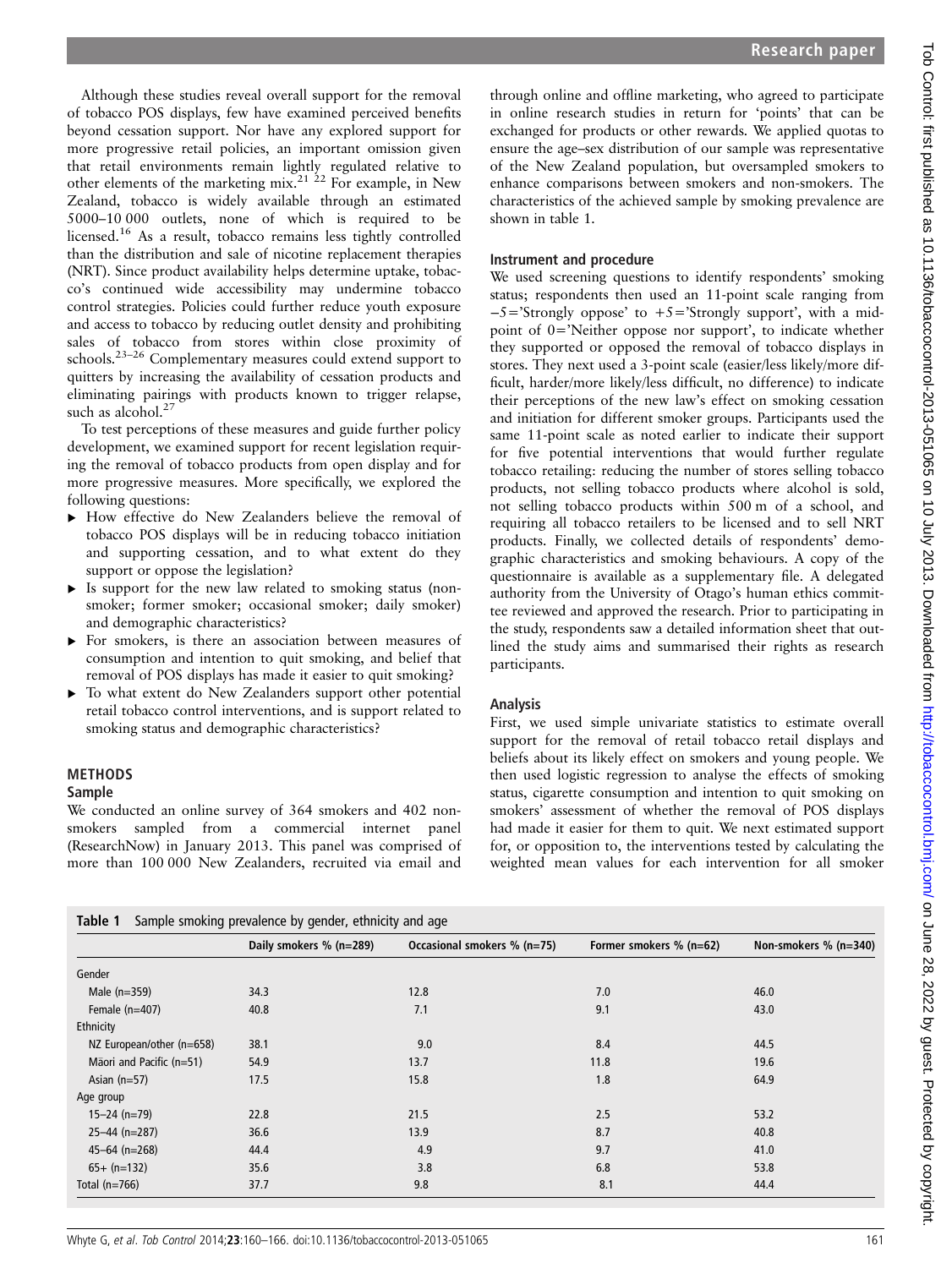Although these studies reveal overall support for the removal of tobacco POS displays, few have examined perceived benefits beyond cessation support. Nor have any explored support for more progressive retail policies, an important omission given that retail environments remain lightly regulated relative to other elements of the marketing mix.[21 22] For example, in New Zealand, tobacco is widely available through an estimated 5000–10 000 outlets, none of which is required to be licensed.[16] As a result, tobacco remains less tightly controlled than the distribution and sale of nicotine replacement therapies (NRT). Since product availability helps determine uptake, tobacco's continued wide accessibility may undermine tobacco control strategies. Policies could further reduce youth exposure and access to tobacco by reducing outlet density and prohibiting sales of tobacco from stores within close proximity of schools.[23–26] Complementary measures could extend support to quitters by increasing the availability of cessation products and eliminating pairings with products known to trigger relapse, such as alcohol.[27]

To test perceptions of these measures and guide further policy development, we examined support for recent legislation requiring the removal of tobacco products from open display and for more progressive measures. More specifically, we explored the following questions:

- How effective do New Zealanders believe the removal of tobacco POS displays will be in reducing tobacco initiation and supporting cessation, and to what extent do they support or oppose the legislation?
- Is support for the new law related to smoking status (non-smoker; former smoker; occasional smoker; daily smoker) and demographic characteristics?
- For smokers, is there an association between measures of consumption and intention to quit smoking, and belief that removal of POS displays has made it easier to quit smoking?
- To what extent do New Zealanders support other potential retail tobacco control interventions, and is support related to smoking status and demographic characteristics?

## METHODS

### Sample

We conducted an online survey of 364 smokers and 402 non-smokers sampled from a commercial internet panel (ResearchNow) in January 2013. This panel was comprised of more than 100 000 New Zealanders, recruited via email and through online and offline marketing, who agreed to participate in online research studies in return for 'points' that can be exchanged for products or other rewards. We applied quotas to ensure the age–sex distribution of our sample was representative of the New Zealand population, but oversampled smokers to enhance comparisons between smokers and non-smokers. The characteristics of the achieved sample by smoking prevalence are shown in table 1.

### Instrument and procedure

We used screening questions to identify respondents' smoking status; respondents then used an 11-point scale ranging from −5='Strongly oppose' to +5='Strongly support', with a midpoint of 0='Neither oppose nor support', to indicate whether they supported or opposed the removal of tobacco displays in stores. They next used a 3-point scale (easier/less likely/more difficult, harder/more likely/less difficult, no difference) to indicate their perceptions of the new law's effect on smoking cessation and initiation for different smoker groups. Participants used the same 11-point scale as noted earlier to indicate their support for five potential interventions that would further regulate tobacco retailing: reducing the number of stores selling tobacco products, not selling tobacco products where alcohol is sold, not selling tobacco products within 500 m of a school, and requiring all tobacco retailers to be licensed and to sell NRT products. Finally, we collected details of respondents' demographic characteristics and smoking behaviours. A copy of the questionnaire is available as a supplementary file. A delegated authority from the University of Otago's human ethics committee reviewed and approved the research. Prior to participating in the study, respondents saw a detailed information sheet that outlined the study aims and summarised their rights as research participants.

### Analysis

First, we used simple univariate statistics to estimate overall support for the removal of retail tobacco retail displays and beliefs about its likely effect on smokers and young people. We then used logistic regression to analyse the effects of smoking status, cigarette consumption and intention to quit smoking on smokers' assessment of whether the removal of POS displays had made it easier for them to quit. We next estimated support for, or opposition to, the interventions tested by calculating the weighted mean values for each intervention for all smoker

**Table 1** Sample smoking prevalence by gender, ethnicity and age

| | Daily smokers % (n=289) | Occasional smokers % (n=75) | Former smokers % (n=62) | Non-smokers % (n=340) |
|---|---|---|---|---|
| Gender | | | | |
| Male (n=359) | 34.3 | 12.8 | 7.0 | 46.0 |
| Female (n=407) | 40.8 | 7.1 | 9.1 | 43.0 |
| Ethnicity | | | | |
| NZ European/other (n=658) | 38.1 | 9.0 | 8.4 | 44.5 |
| Māori and Pacific (n=51) | 54.9 | 13.7 | 11.8 | 19.6 |
| Asian (n=57) | 17.5 | 15.8 | 1.8 | 64.9 |
| Age group | | | | |
| 15–24 (n=79) | 22.8 | 21.5 | 2.5 | 53.2 |
| 25–44 (n=287) | 36.6 | 13.9 | 8.7 | 40.8 |
| 45–64 (n=268) | 44.4 | 4.9 | 9.7 | 41.0 |
| 65+ (n=132) | 35.6 | 3.8 | 6.8 | 53.8 |
| Total (n=766) | 37.7 | 9.8 | 8.1 | 44.4 |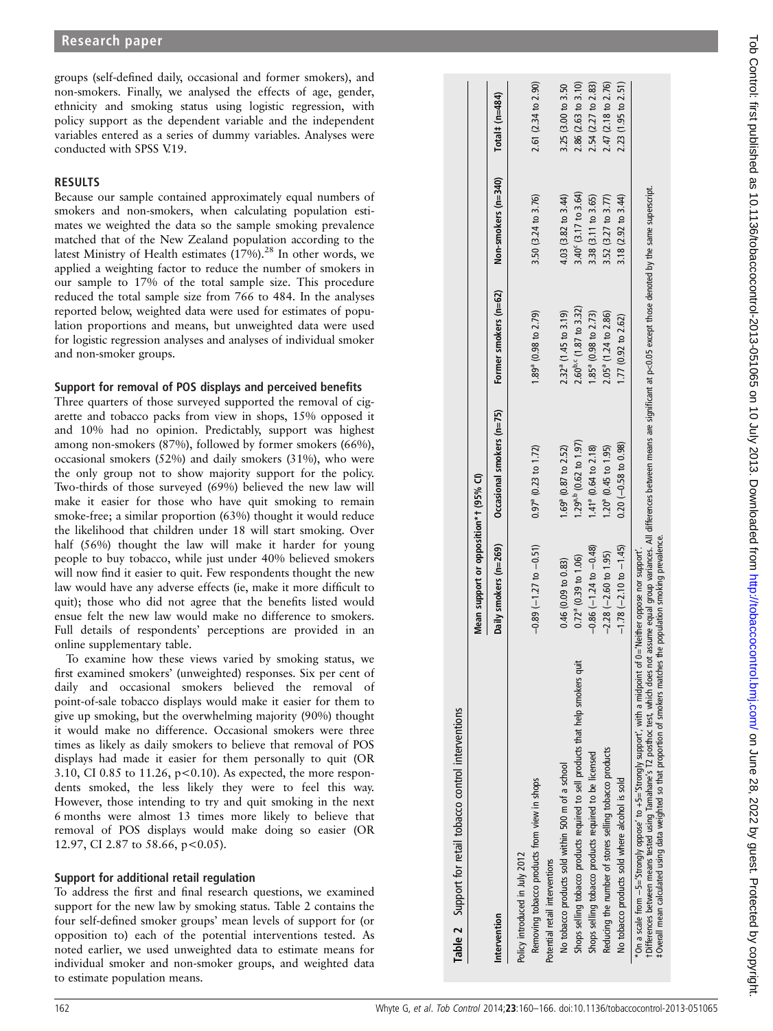groups (self-defined daily, occasional and former smokers), and non-smokers. Finally, we analysed the effects of age, gender, ethnicity and smoking status using logistic regression, with policy support as the dependent variable and the independent variables entered as a series of dummy variables. Analyses were conducted with SPSS V.19.

## RESULTS

Because our sample contained approximately equal numbers of smokers and non-smokers, when calculating population estimates we weighted the data so the sample smoking prevalence matched that of the New Zealand population according to the latest Ministry of Health estimates (17%).[28] In other words, we applied a weighting factor to reduce the number of smokers in our sample to 17% of the total sample size. This procedure reduced the total sample size from 766 to 484. In the analyses reported below, weighted data were used for estimates of population proportions and means, but unweighted data were used for logistic regression analyses and analyses of individual smoker and non-smoker groups.

### Support for removal of POS displays and perceived benefits

Three quarters of those surveyed supported the removal of cigarette and tobacco packs from view in shops, 15% opposed it and 10% had no opinion. Predictably, support was highest among non-smokers (87%), followed by former smokers (66%), occasional smokers (52%) and daily smokers (31%), who were the only group not to show majority support for the policy. Two-thirds of those surveyed (69%) believed the new law will make it easier for those who have quit smoking to remain smoke-free; a similar proportion (63%) thought it would reduce the likelihood that children under 18 will start smoking. Over half (56%) thought the law will make it harder for young people to buy tobacco, while just under 40% believed smokers will now find it easier to quit. Few respondents thought the new law would have any adverse effects (ie, make it more difficult to quit); those who did not agree that the benefits listed would ensue felt the new law would make no difference to smokers. Full details of respondents' perceptions are provided in an online supplementary table.

To examine how these views varied by smoking status, we first examined smokers' (unweighted) responses. Six per cent of daily and occasional smokers believed the removal of point-of-sale tobacco displays would make it easier for them to give up smoking, but the overwhelming majority (90%) thought it would make no difference. Occasional smokers were three times as likely as daily smokers to believe that removal of POS displays had made it easier for them personally to quit (OR 3.10, CI 0.85 to 11.26, $p<0.10$). As expected, the more respondents smoked, the less likely they were to feel this way. However, those intending to try and quit smoking in the next 6 months were almost 13 times more likely to believe that removal of POS displays would make doing so easier (OR 12.97, CI 2.87 to 58.66, $p<0.05$).

### Support for additional retail regulation

To address the first and final research questions, we examined support for the new law by smoking status. Table 2 contains the four self-defined smoker groups' mean levels of support for (or opposition to) each of the potential interventions tested. As noted earlier, we used unweighted data to estimate means for individual smoker and non-smoker groups, and weighted data to estimate population means.

**Table 2** Support for retail tobacco control interventions

| Intervention | Mean support or opposition*† (95% CI) | | | | |
|---|---|---|---|---|---|
| | Daily smokers (n=269) | Occasional smokers (n=75) | Former smokers (n=62) | Non-smokers (n=340) | Total‡ (n=484) |
| Policy introduced in July 2012 | | | | | |
| Removing tobacco products from view in shops | −0.89 (−1.27 to −0.51) | 0.97[a] (0.23 to 1.72) | 1.89[a] (0.98 to 2.79) | 3.50 (3.24 to 3.76) | 2.61 (2.34 to 2.90) |
| Potential retail interventions | | | | | |
| No tobacco products sold within 500 m of a school | 0.46 (0.09 to 0.83) | 1.69[a] (0.87 to 2.52) | 2.32[a] (1.45 to 3.19) | 4.03 (3.82 to 3.44) | 3.25 (3.00 to 3.50 |
| Shops selling tobacco products required to sell products that help smokers quit | 0.72[a] (0.39 to 1.06) | 1.29[a,b] (0.62 to 1.97) | 2.60[b,c] (1.87 to 3.32) | 3.40[c] (3.17 to 3.64) | 2.86 (2.63 to 3.10) |
| Shops selling tobacco products required to be licensed | −0.86 (−1.24 to −0.48) | 1.41[a] (0.64 to 2.18) | 1.85[a] (0.98 to 2.73) | 3.38 (3.11 to 3.65) | 2.54 (2.27 to 2.83) |
| Reducing the number of stores selling tobacco products | −2.28 (−2.60 to 1.95) | 1.20[a] (0.45 to 1.95) | 2.05[a] (1.24 to 2.86) | 3.52 (3.27 to 3.77) | 2.47 (2.18 to 2.76) |
| No tobacco products sold where alcohol is sold | −1.78 (−2.10 to −1.45) | 0.20 (−0.58 to 0.98) | 1.77 (0.92 to 2.62) | 3.18 (2.92 to 3.44) | 2.23 (1.95 to 2.51) |

*On a scale from −5='Strongly oppose' to +5='Strongly support', with a midpoint of 0='Neither oppose nor support'.
†Differences between means tested using Tamahane's T2 posthoc test, which does not assume equal group variances. All differences between means are significant at p<0.05 except those denoted by the same superscript.
‡Overall mean calculated using data weighted so that proportion of smokers matches the population smoking prevalence.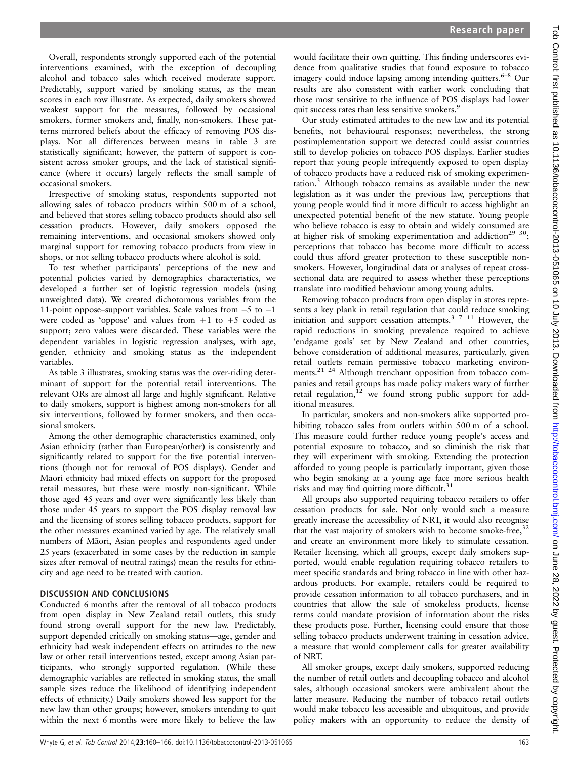Overall, respondents strongly supported each of the potential interventions examined, with the exception of decoupling alcohol and tobacco sales which received moderate support. Predictably, support varied by smoking status, as the mean scores in each row illustrate. As expected, daily smokers showed weakest support for the measures, followed by occasional smokers, former smokers and, finally, non-smokers. These patterns mirrored beliefs about the efficacy of removing POS displays. Not all differences between means in table 3 are statistically significant; however, the pattern of support is consistent across smoker groups, and the lack of statistical significance (where it occurs) largely reflects the small sample of occasional smokers.

Irrespective of smoking status, respondents supported not allowing sales of tobacco products within 500 m of a school, and believed that stores selling tobacco products should also sell cessation products. However, daily smokers opposed the remaining interventions, and occasional smokers showed only marginal support for removing tobacco products from view in shops, or not selling tobacco products where alcohol is sold.

To test whether participants' perceptions of the new and potential policies varied by demographics characteristics, we developed a further set of logistic regression models (using unweighted data). We created dichotomous variables from the 11-point oppose–support variables. Scale values from −5 to −1 were coded as 'oppose' and values from +1 to +5 coded as support; zero values were discarded. These variables were the dependent variables in logistic regression analyses, with age, gender, ethnicity and smoking status as the independent variables.

As table 3 illustrates, smoking status was the over-riding determinant of support for the potential retail interventions. The relevant ORs are almost all large and highly significant. Relative to daily smokers, support is highest among non-smokers for all six interventions, followed by former smokers, and then occasional smokers.

Among the other demographic characteristics examined, only Asian ethnicity (rather than European/other) is consistently and significantly related to support for the five potential interventions (though not for removal of POS displays). Gender and Māori ethnicity had mixed effects on support for the proposed retail measures, but these were mostly non-significant. While those aged 45 years and over were significantly less likely than those under 45 years to support the POS display removal law and the licensing of stores selling tobacco products, support for the other measures examined varied by age. The relatively small numbers of Māori, Asian peoples and respondents aged under 25 years (exacerbated in some cases by the reduction in sample sizes after removal of neutral ratings) mean the results for ethnicity and age need to be treated with caution.

## DISCUSSION AND CONCLUSIONS

Conducted 6 months after the removal of all tobacco products from open display in New Zealand retail outlets, this study found strong overall support for the new law. Predictably, support depended critically on smoking status—age, gender and ethnicity had weak independent effects on attitudes to the new law or other retail interventions tested, except among Asian participants, who strongly supported regulation. (While these demographic variables are reflected in smoking status, the small sample sizes reduce the likelihood of identifying independent effects of ethnicity.) Daily smokers showed less support for the new law than other groups; however, smokers intending to quit within the next 6 months were more likely to believe the law would facilitate their own quitting. This finding underscores evidence from qualitative studies that found exposure to tobacco imagery could induce lapsing among intending quitters.[6–8] Our results are also consistent with earlier work concluding that those most sensitive to the influence of POS displays had lower quit success rates than less sensitive smokers.[9]

Our study estimated attitudes to the new law and its potential benefits, not behavioural responses; nevertheless, the strong postimplementation support we detected could assist countries still to develop policies on tobacco POS displays. Earlier studies report that young people infrequently exposed to open display of tobacco products have a reduced risk of smoking experimentation.[3] Although tobacco remains as available under the new legislation as it was under the previous law, perceptions that young people would find it more difficult to access highlight an unexpected potential benefit of the new statute. Young people who believe tobacco is easy to obtain and widely consumed are at higher risk of smoking experimentation and addiction[29 30]; perceptions that tobacco has become more difficult to access could thus afford greater protection to these susceptible non-smokers. However, longitudinal data or analyses of repeat cross-sectional data are required to assess whether these perceptions translate into modified behaviour among young adults.

Removing tobacco products from open display in stores represents a key plank in retail regulation that could reduce smoking initiation and support cessation attempts.[3 7 11] However, the rapid reductions in smoking prevalence required to achieve 'endgame goals' set by New Zealand and other countries, behove consideration of additional measures, particularly, given retail outlets remain permissive tobacco marketing environments.[21 24] Although trenchant opposition from tobacco companies and retail groups has made policy makers wary of further retail regulation,[12] we found strong public support for additional measures.

In particular, smokers and non-smokers alike supported prohibiting tobacco sales from outlets within 500 m of a school. This measure could further reduce young people's access and potential exposure to tobacco, and so diminish the risk that they will experiment with smoking. Extending the protection afforded to young people is particularly important, given those who begin smoking at a young age face more serious health risks and may find quitting more difficult.[31]

All groups also supported requiring tobacco retailers to offer cessation products for sale. Not only would such a measure greatly increase the accessibility of NRT, it would also recognise that the vast majority of smokers wish to become smoke-free,[32] and create an environment more likely to stimulate cessation. Retailer licensing, which all groups, except daily smokers supported, would enable regulation requiring tobacco retailers to meet specific standards and bring tobacco in line with other hazardous products. For example, retailers could be required to provide cessation information to all tobacco purchasers, and in countries that allow the sale of smokeless products, license terms could mandate provision of information about the risks these products pose. Further, licensing could ensure that those selling tobacco products underwent training in cessation advice, a measure that would complement calls for greater availability of NRT.

All smoker groups, except daily smokers, supported reducing the number of retail outlets and decoupling tobacco and alcohol sales, although occasional smokers were ambivalent about the latter measure. Reducing the number of tobacco retail outlets would make tobacco less accessible and ubiquitous, and provide policy makers with an opportunity to reduce the density of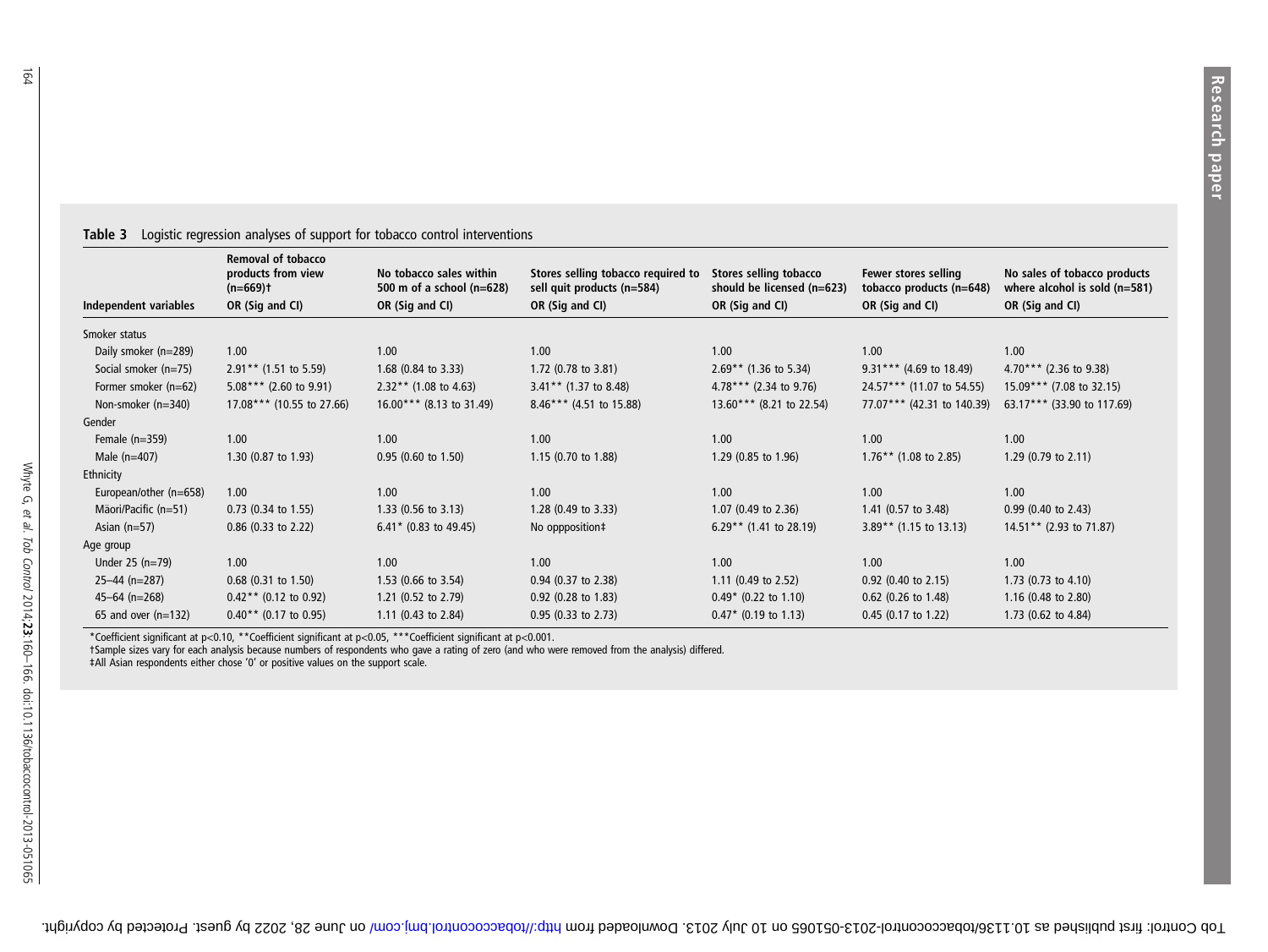**Table 3** Logistic regression analyses of support for tobacco control interventions

| Independent variables | Removal of tobacco products from view (n=669)† OR (Sig and CI) | No tobacco sales within 500 m of a school (n=628) OR (Sig and CI) | Stores selling tobacco required to sell quit products (n=584) OR (Sig and CI) | Stores selling tobacco should be licensed (n=623) OR (Sig and CI) | Fewer stores selling tobacco products (n=648) OR (Sig and CI) | No sales of tobacco products where alcohol is sold (n=581) OR (Sig and CI) |
|---|---|---|---|---|---|---|
| Smoker status | | | | | | |
| Daily smoker (n=289) | 1.00 | 1.00 | 1.00 | 1.00 | 1.00 | 1.00 |
| Social smoker (n=75) | 2.91** (1.51 to 5.59) | 1.68 (0.84 to 3.33) | 1.72 (0.78 to 3.81) | 2.69** (1.36 to 5.34) | 9.31*** (4.69 to 18.49) | 4.70*** (2.36 to 9.38) |
| Former smoker (n=62) | 5.08*** (2.60 to 9.91) | 2.32** (1.08 to 4.63) | 3.41** (1.37 to 8.48) | 4.78*** (2.34 to 9.76) | 24.57*** (11.07 to 54.55) | 15.09*** (7.08 to 32.15) |
| Non-smoker (n=340) | 17.08*** (10.55 to 27.66) | 16.00*** (8.13 to 31.49) | 8.46*** (4.51 to 15.88) | 13.60*** (8.21 to 22.54) | 77.07*** (42.31 to 140.39) | 63.17*** (33.90 to 117.69) |
| Gender | | | | | | |
| Female (n=359) | 1.00 | 1.00 | 1.00 | 1.00 | 1.00 | 1.00 |
| Male (n=407) | 1.30 (0.87 to 1.93) | 0.95 (0.60 to 1.50) | 1.15 (0.70 to 1.88) | 1.29 (0.85 to 1.96) | 1.76** (1.08 to 2.85) | 1.29 (0.79 to 2.11) |
| Ethnicity | | | | | | |
| European/other (n=658) | 1.00 | 1.00 | 1.00 | 1.00 | 1.00 | 1.00 |
| Māori/Pacific (n=51) | 0.73 (0.34 to 1.55) | 1.33 (0.56 to 3.13) | 1.28 (0.49 to 3.33) | 1.07 (0.49 to 2.36) | 1.41 (0.57 to 3.48) | 0.99 (0.40 to 2.43) |
| Asian (n=57) | 0.86 (0.33 to 2.22) | 6.41* (0.83 to 49.45) | No oppposition‡ | 6.29** (1.41 to 28.19) | 3.89** (1.15 to 13.13) | 14.51** (2.93 to 71.87) |
| Age group | | | | | | |
| Under 25 (n=79) | 1.00 | 1.00 | 1.00 | 1.00 | 1.00 | 1.00 |
| 25–44 (n=287) | 0.68 (0.31 to 1.50) | 1.53 (0.66 to 3.54) | 0.94 (0.37 to 2.38) | 1.11 (0.49 to 2.52) | 0.92 (0.40 to 2.15) | 1.73 (0.73 to 4.10) |
| 45–64 (n=268) | 0.42** (0.12 to 0.92) | 1.21 (0.52 to 2.79) | 0.92 (0.28 to 1.83) | 0.49* (0.22 to 1.10) | 0.62 (0.26 to 1.48) | 1.16 (0.48 to 2.80) |
| 65 and over (n=132) | 0.40** (0.17 to 0.95) | 1.11 (0.43 to 2.84) | 0.95 (0.33 to 2.73) | 0.47* (0.19 to 1.13) | 0.45 (0.17 to 1.22) | 1.73 (0.62 to 4.84) |

*Coefficient significant at $p<0.10$, **Coefficient significant at $p<0.05$, ***Coefficient significant at $p<0.001$.
†Sample sizes vary for each analysis because numbers of respondents who gave a rating of zero (and who were removed from the analysis) differed.
‡All Asian respondents either chose '0' or positive values on the support scale.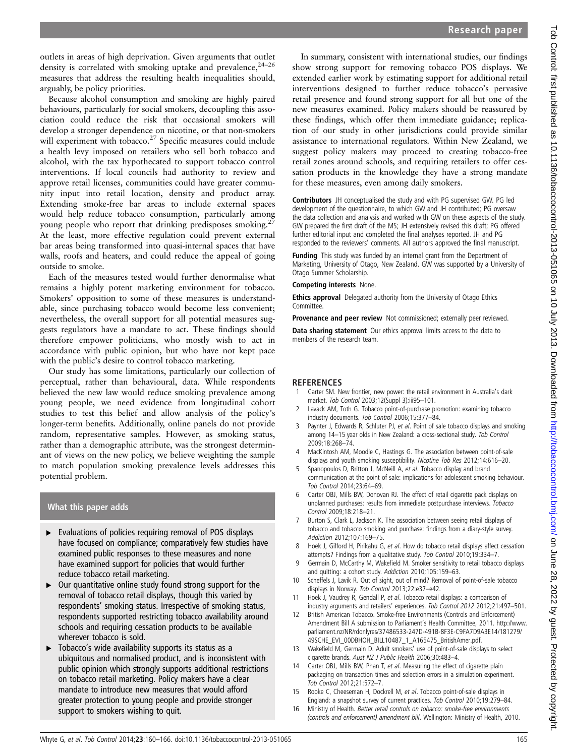outlets in areas of high deprivation. Given arguments that outlet density is correlated with smoking uptake and prevalence,[24–26] measures that address the resulting health inequalities should, arguably, be policy priorities.

Because alcohol consumption and smoking are highly paired behaviours, particularly for social smokers, decoupling this association could reduce the risk that occasional smokers will develop a stronger dependence on nicotine, or that non-smokers will experiment with tobacco.[27] Specific measures could include a health levy imposed on retailers who sell both tobacco and alcohol, with the tax hypothecated to support tobacco control interventions. If local councils had authority to review and approve retail licenses, communities could have greater community input into retail location, density and product array. Extending smoke-free bar areas to include external spaces would help reduce tobacco consumption, particularly among young people who report that drinking predisposes smoking.[27] At the least, more effective regulation could prevent external bar areas being transformed into quasi-internal spaces that have walls, roofs and heaters, and could reduce the appeal of going outside to smoke.

Each of the measures tested would further denormalise what remains a highly potent marketing environment for tobacco. Smokers' opposition to some of these measures is understandable, since purchasing tobacco would become less convenient; nevertheless, the overall support for all potential measures suggests regulators have a mandate to act. These findings should therefore empower politicians, who mostly wish to act in accordance with public opinion, but who have not kept pace with the public's desire to control tobacco marketing.

Our study has some limitations, particularly our collection of perceptual, rather than behavioural, data. While respondents believed the new law would reduce smoking prevalence among young people, we need evidence from longitudinal cohort studies to test this belief and allow analysis of the policy's longer-term benefits. Additionally, online panels do not provide random, representative samples. However, as smoking status, rather than a demographic attribute, was the strongest determinant of views on the new policy, we believe weighting the sample to match population smoking prevalence levels addresses this potential problem.

## What this paper adds

- Evaluations of policies requiring removal of POS displays have focused on compliance; comparatively few studies have examined public responses to these measures and none have examined support for policies that would further reduce tobacco retail marketing.
- Our quantitative online study found strong support for the removal of tobacco retail displays, though this varied by respondents' smoking status. Irrespective of smoking status, respondents supported restricting tobacco availability around schools and requiring cessation products to be available wherever tobacco is sold.
- Tobacco's wide availability supports its status as a ubiquitous and normalised product, and is inconsistent with public opinion which strongly supports additional restrictions on tobacco retail marketing. Policy makers have a clear mandate to introduce new measures that would afford greater protection to young people and provide stronger support to smokers wishing to quit.

In summary, consistent with international studies, our findings show strong support for removing tobacco POS displays. We extended earlier work by estimating support for additional retail interventions designed to further reduce tobacco's pervasive retail presence and found strong support for all but one of the new measures examined. Policy makers should be reassured by these findings, which offer them immediate guidance; replication of our study in other jurisdictions could provide similar assistance to international regulators. Within New Zealand, we suggest policy makers may proceed to creating tobacco-free retail zones around schools, and requiring retailers to offer cessation products in the knowledge they have a strong mandate for these measures, even among daily smokers.

**Contributors** JH conceptualised the study and with PG supervised GW. PG led development of the questionnaire, to which GW and JH contributed; PG oversaw the data collection and analysis and worked with GW on these aspects of the study. GW prepared the first draft of the MS; JH extensively revised this draft; PG offered further editorial input and completed the final analyses reported. JH and PG responded to the reviewers' comments. All authors approved the final manuscript.

**Funding** This study was funded by an internal grant from the Department of Marketing, University of Otago, New Zealand. GW was supported by a University of Otago Summer Scholarship.

**Competing interests** None.

**Ethics approval** Delegated authority from the University of Otago Ethics Committee.

**Provenance and peer review** Not commissioned; externally peer reviewed.

**Data sharing statement** Our ethics approval limits access to the data to members of the research team.

## REFERENCES

1. Carter SM. New frontier, new power: the retail environment in Australia's dark market. *Tob Control* 2003;12(Suppl 3):iii95–101.
2. Lavack AM, Toth G. Tobacco point-of-purchase promotion: examining tobacco industry documents. *Tob Control* 2006;15:377–84.
3. Paynter J, Edwards R, Schluter PJ, *et al*. Point of sale tobacco displays and smoking among 14–15 year olds in New Zealand: a cross-sectional study. *Tob Control* 2009;18:268–74.
4. MacKintosh AM, Moodie C, Hastings G. The association between point-of-sale displays and youth smoking susceptibility. *Nicotine Tob Res* 2012;14:616–20.
5. Spanopoulos D, Britton J, McNeill A, *et al*. Tobacco display and brand communication at the point of sale: implications for adolescent smoking behaviour. *Tob Control* 2014;23:64–69.
6. Carter OBJ, Mills BW, Donovan RJ. The effect of retail cigarette pack displays on unplanned purchases: results from immediate postpurchase interviews. *Tobacco Control* 2009;18:218–21.
7. Burton S, Clark L, Jackson K. The association between seeing retail displays of tobacco and tobacco smoking and purchase: findings from a diary-style survey. *Addiction* 2012;107:169–75.
8. Hoek J, Gifford H, Pirikahu G, *et al*. How do tobacco retail displays affect cessation attempts? Findings from a qualitative study. *Tob Control* 2010;19:334–7.
9. Germain D, McCarthy M, Wakefield M. Smoker sensitivity to retail tobacco displays and quitting: a cohort study. *Addiction* 2010;105:159–63.
10. Scheffels J, Lavik R. Out of sight, out of mind? Removal of point-of-sale tobacco displays in Norway. *Tob Control* 2013;22:e37–e42.
11. Hoek J, Vaudrey R, Gendall P, *et al*. Tobacco retail displays: a comparison of industry arguments and retailers' experiences. *Tob Control 2012* 2012;21:497–501.
12. British American Tobacco. Smoke-free Environments (Controls and Enforcement) Amendment Bill A submission to Parliament's Health Committee, 2011. http://www.parliament.nz/NR/rdonlyres/37486533-247D-491B-8F3E-C9FA7D9A3E14/181279/49SCHE_EVI_00DBHOH_BILL10487_1_A165475_BritishAmer.pdf.
13. Wakefield M, Germain D. Adult smokers' use of point-of-sale displays to select cigarette brands. *Aust NZ J Public Health* 2006;30:483–4.
14. Carter OBJ, Mills BW, Phan T, *et al*. Measuring the effect of cigarette plain packaging on transaction times and selection errors in a simulation experiment. *Tob Control* 2012;21:572–7.
15. Rooke C, Cheeseman H, Dockrell M, *et al*. Tobacco point-of-sale displays in England: a snapshot survey of current practices. *Tob Control* 2010;19:279–84.
16. Ministry of Health. *Better retail controls on tobacco: smoke-free environments (controls and enforcement) amendment bill*. Wellington: Ministry of Health, 2010.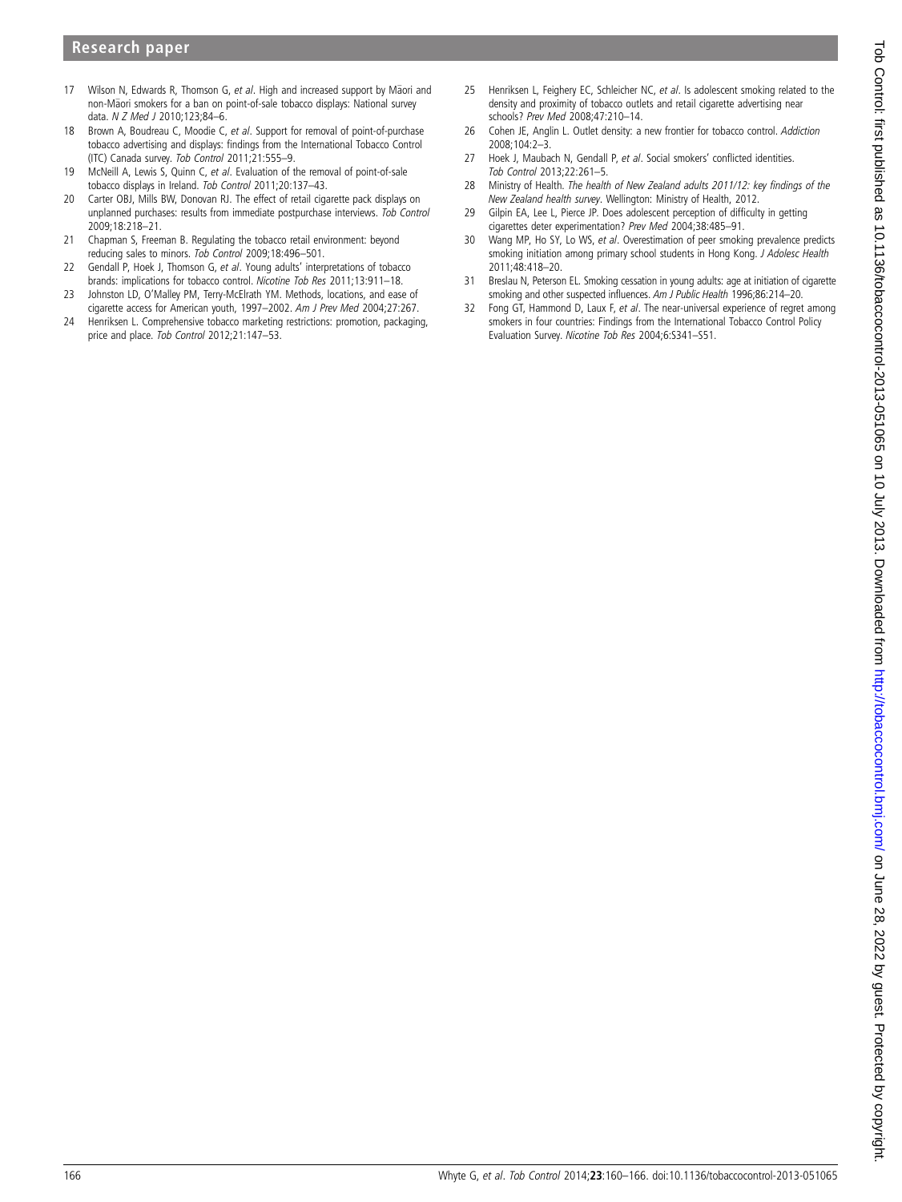17 Wilson N, Edwards R, Thomson G, *et al*. High and increased support by Māori and non-Māori smokers for a ban on point-of-sale tobacco displays: National survey data. *N Z Med J* 2010;123;84–6.

18 Brown A, Boudreau C, Moodie C, *et al*. Support for removal of point-of-purchase tobacco advertising and displays: findings from the International Tobacco Control (ITC) Canada survey. *Tob Control* 2011;21:555–9.

19 McNeill A, Lewis S, Quinn C, *et al*. Evaluation of the removal of point-of-sale tobacco displays in Ireland. *Tob Control* 2011;20:137–43.

20 Carter OBJ, Mills BW, Donovan RJ. The effect of retail cigarette pack displays on unplanned purchases: results from immediate postpurchase interviews. *Tob Control* 2009;18:218–21.

21 Chapman S, Freeman B. Regulating the tobacco retail environment: beyond reducing sales to minors. *Tob Control* 2009;18:496–501.

22 Gendall P, Hoek J, Thomson G, *et al*. Young adults' interpretations of tobacco brands: implications for tobacco control. *Nicotine Tob Res* 2011;13:911–18.

23 Johnston LD, O'Malley PM, Terry-McElrath YM. Methods, locations, and ease of cigarette access for American youth, 1997–2002. *Am J Prev Med* 2004;27:267.

24 Henriksen L. Comprehensive tobacco marketing restrictions: promotion, packaging, price and place. *Tob Control* 2012;21:147–53.

25 Henriksen L, Feighery EC, Schleicher NC, *et al*. Is adolescent smoking related to the density and proximity of tobacco outlets and retail cigarette advertising near schools? *Prev Med* 2008;47:210–14.

26 Cohen JE, Anglin L. Outlet density: a new frontier for tobacco control. *Addiction* 2008;104:2–3.

27 Hoek J, Maubach N, Gendall P, *et al*. Social smokers' conflicted identities. *Tob Control* 2013;22:261–5.

28 Ministry of Health. *The health of New Zealand adults 2011/12: key findings of the New Zealand health survey*. Wellington: Ministry of Health, 2012.

29 Gilpin EA, Lee L, Pierce JP. Does adolescent perception of difficulty in getting cigarettes deter experimentation? *Prev Med* 2004;38:485–91.

30 Wang MP, Ho SY, Lo WS, *et al*. Overestimation of peer smoking prevalence predicts smoking initiation among primary school students in Hong Kong. *J Adolesc Health* 2011;48:418–20.

31 Breslau N, Peterson EL. Smoking cessation in young adults: age at initiation of cigarette smoking and other suspected influences. *Am J Public Health* 1996;86:214–20.

32 Fong GT, Hammond D, Laux F, *et al*. The near-universal experience of regret among smokers in four countries: Findings from the International Tobacco Control Policy Evaluation Survey. *Nicotine Tob Res* 2004;6:S341–S51.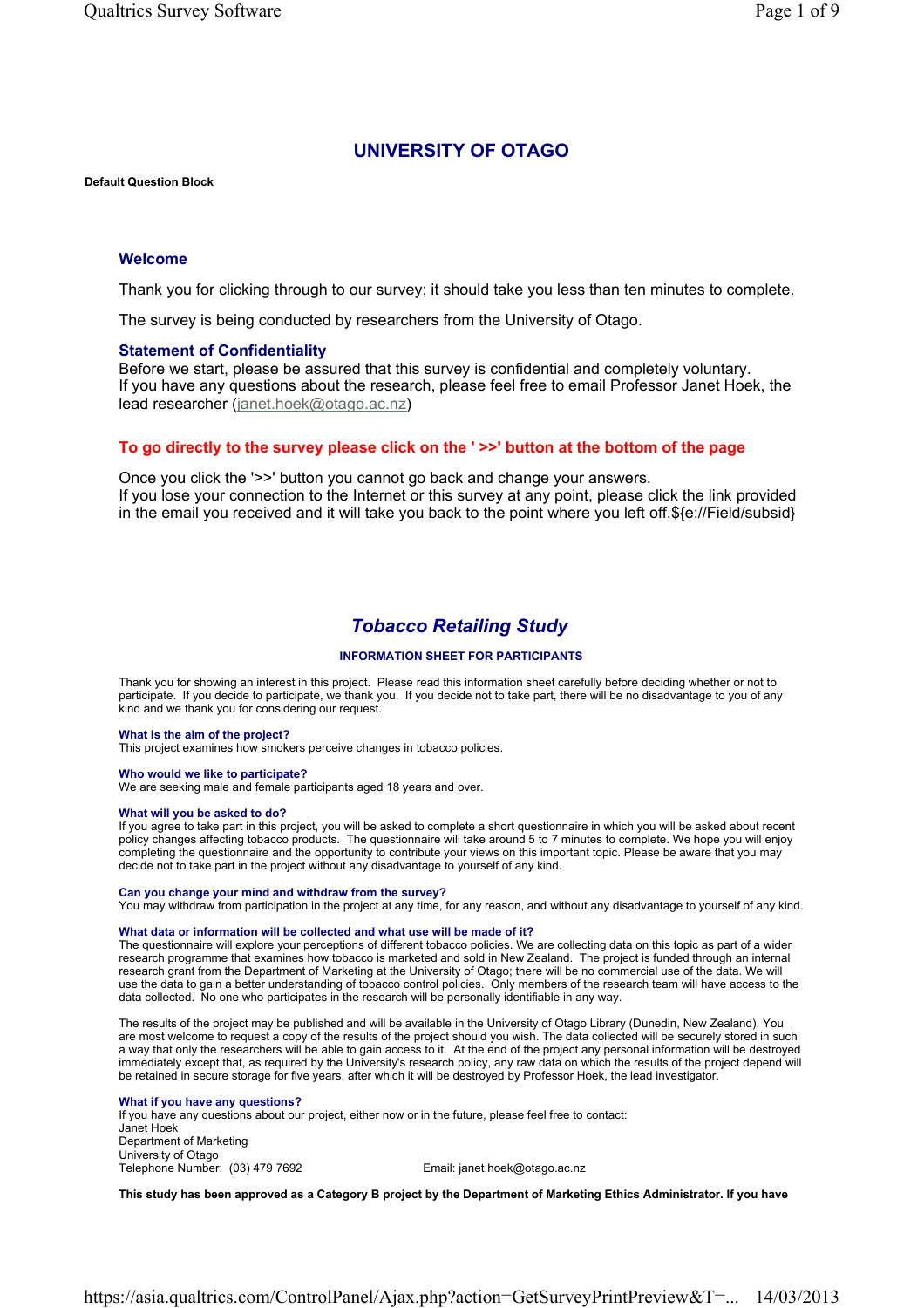# UNIVERSITY OF OTAGO

**Default Question Block**

## Welcome

Thank you for clicking through to our survey; it should take you less than ten minutes to complete.

The survey is being conducted by researchers from the University of Otago.

### Statement of Confidentiality

Before we start, please be assured that this survey is confidential and completely voluntary.
If you have any questions about the research, please feel free to email Professor Janet Hoek, the lead researcher (janet.hoek@otago.ac.nz)

**To go directly to the survey please click on the ' >>' button at the bottom of the page**

Once you click the '>>' button you cannot go back and change your answers.
If you lose your connection to the Internet or this survey at any point, please click the link provided in the email you received and it will take you back to the point where you left off.${e://Field/subsid}

## *Tobacco Retailing Study*

**INFORMATION SHEET FOR PARTICIPANTS**

Thank you for showing an interest in this project. Please read this information sheet carefully before deciding whether or not to participate. If you decide to participate, we thank you. If you decide not to take part, there will be no disadvantage to you of any kind and we thank you for considering our request.

**What is the aim of the project?**
This project examines how smokers perceive changes in tobacco policies.

**Who would we like to participate?**
We are seeking male and female participants aged 18 years and over.

**What will you be asked to do?**
If you agree to take part in this project, you will be asked to complete a short questionnaire in which you will be asked about recent policy changes affecting tobacco products. The questionnaire will take around 5 to 7 minutes to complete. We hope you will enjoy completing the questionnaire and the opportunity to contribute your views on this important topic. Please be aware that you may decide not to take part in the project without any disadvantage to yourself of any kind.

**Can you change your mind and withdraw from the survey?**
You may withdraw from participation in the project at any time, for any reason, and without any disadvantage to yourself of any kind.

**What data or information will be collected and what use will be made of it?**
The questionnaire will explore your perceptions of different tobacco policies. We are collecting data on this topic as part of a wider research programme that examines how tobacco is marketed and sold in New Zealand. The project is funded through an internal research grant from the Department of Marketing at the University of Otago; there will be no commercial use of the data. We will use the data to gain a better understanding of tobacco control policies. Only members of the research team will have access to the data collected. No one who participates in the research will be personally identifiable in any way.

The results of the project may be published and will be available in the University of Otago Library (Dunedin, New Zealand). You are most welcome to request a copy of the results of the project should you wish. The data collected will be securely stored in such a way that only the researchers will be able to gain access to it. At the end of the project any personal information will be destroyed immediately except that, as required by the University's research policy, any raw data on which the results of the project depend will be retained in secure storage for five years, after which it will be destroyed by Professor Hoek, the lead investigator.

**What if you have any questions?**
If you have any questions about our project, either now or in the future, please feel free to contact:
Janet Hoek
Department of Marketing
University of Otago
Telephone Number: (03) 479 7692    Email: janet.hoek@otago.ac.nz

**This study has been approved as a Category B project by the Department of Marketing Ethics Administrator. If you have**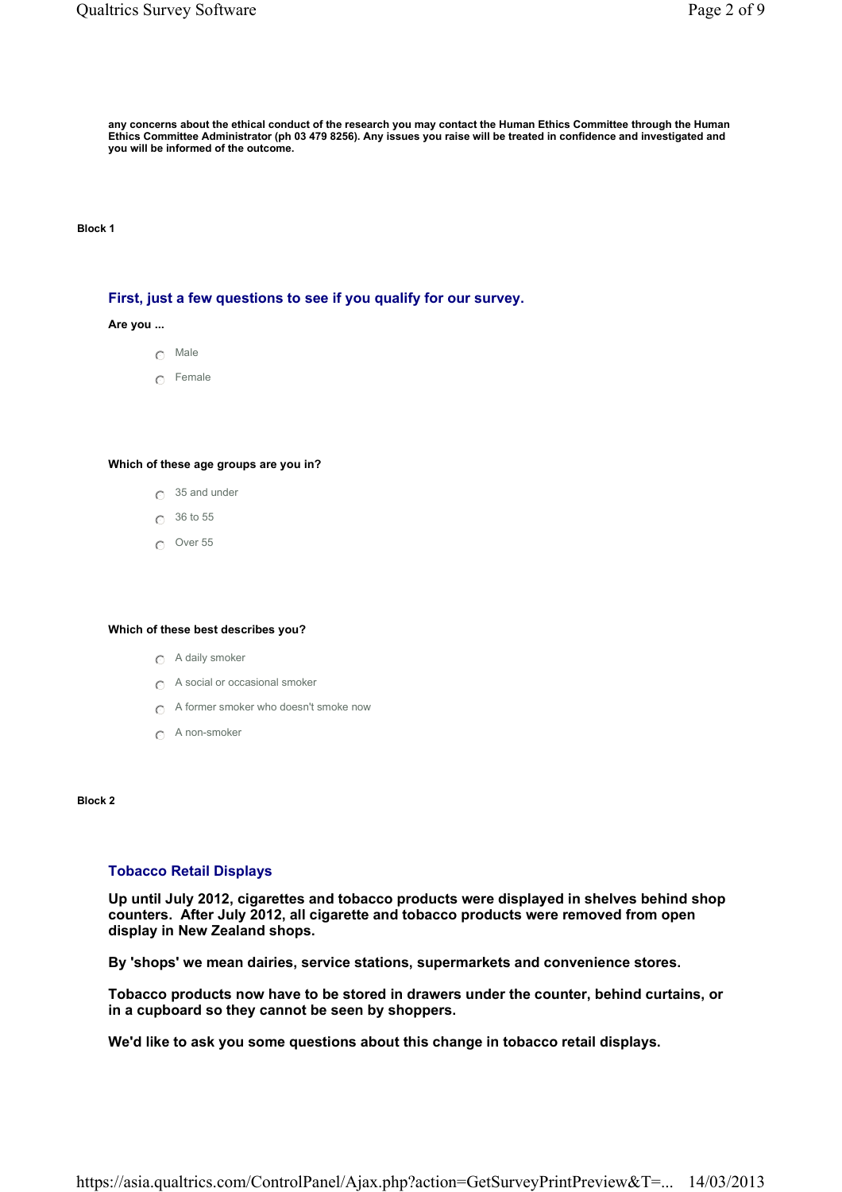any concerns about the ethical conduct of the research you may contact the Human Ethics Committee through the Human Ethics Committee Administrator (ph 03 479 8256). Any issues you raise will be treated in confidence and investigated and you will be informed of the outcome.

**Block 1**

## First, just a few questions to see if you qualify for our survey.

**Are you ...**

- ◯ Male
- ◯ Female

**Which of these age groups are you in?**

- ◯ 35 and under
- ◯ 36 to 55
- ◯ Over 55

**Which of these best describes you?**

- ◯ A daily smoker
- ◯ A social or occasional smoker
- ◯ A former smoker who doesn't smoke now
- ◯ A non-smoker

**Block 2**

## Tobacco Retail Displays

**Up until July 2012, cigarettes and tobacco products were displayed in shelves behind shop counters. After July 2012, all cigarette and tobacco products were removed from open display in New Zealand shops.**

**By 'shops' we mean dairies, service stations, supermarkets and convenience stores.**

**Tobacco products now have to be stored in drawers under the counter, behind curtains, or in a cupboard so they cannot be seen by shoppers.**

**We'd like to ask you some questions about this change in tobacco retail displays.**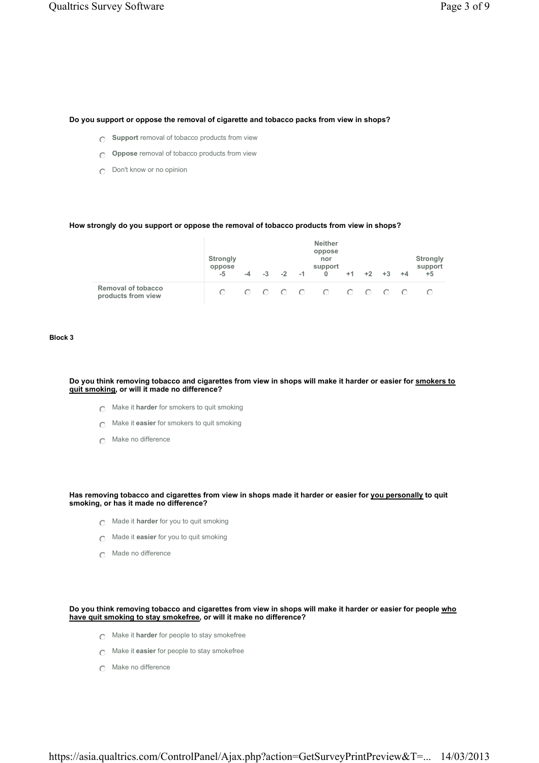**Do you support or oppose the removal of cigarette and tobacco packs from view in shops?**

- **Support** removal of tobacco products from view
- **Oppose** removal of tobacco products from view
- Don't know or no opinion

**How strongly do you support or oppose the removal of tobacco products from view in shops?**

| | Strongly oppose -5 | -4 | -3 | -2 | -1 | Neither oppose nor support 0 | +1 | +2 | +3 | +4 | Strongly support +5 |
|---|---|---|---|---|---|---|---|---|---|---|---|
| Removal of tobacco products from view | ○ | ○ | ○ | ○ | ○ | ○ | ○ | ○ | ○ | ○ | ○ |

**Block 3**

**Do you think removing tobacco and cigarettes from view in shops will make it harder or easier for <u>smokers to quit smoking</u>, or will it made no difference?**

- Make it **harder** for smokers to quit smoking
- Make it **easier** for smokers to quit smoking
- Make no difference

**Has removing tobacco and cigarettes from view in shops made it harder or easier for <u>you personally</u> to quit smoking, or has it made no difference?**

- Made it **harder** for you to quit smoking
- Made it **easier** for you to quit smoking
- Made no difference

**Do you think removing tobacco and cigarettes from view in shops will make it harder or easier for people <u>who have quit smoking to stay smokefree</u>, or will it make no difference?**

- Make it **harder** for people to stay smokefree
- Make it **easier** for people to stay smokefree
- Make no difference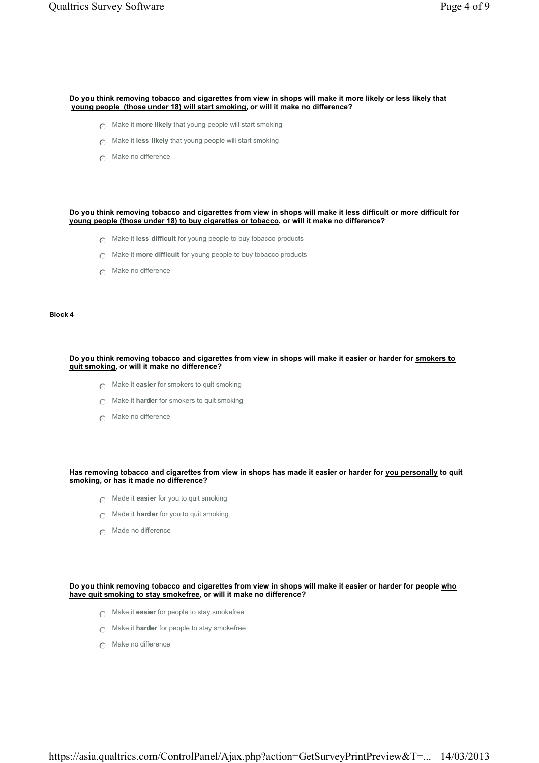**Do you think removing tobacco and cigarettes from view in shops will make it more likely or less likely that <u>young people (those under 18) will start smoking</u>, or will it make no difference?**

- Make it **more likely** that young people will start smoking
- Make it **less likely** that young people will start smoking
- Make no difference

**Do you think removing tobacco and cigarettes from view in shops will make it less difficult or more difficult for <u>young people (those under 18) to buy cigarettes or tobacco</u>, or will it make no difference?**

- Make it **less difficult** for young people to buy tobacco products
- Make it **more difficult** for young people to buy tobacco products
- Make no difference

**Block 4**

**Do you think removing tobacco and cigarettes from view in shops will make it easier or harder for <u>smokers to quit smoking</u>, or will it make no difference?**

- Make it **easier** for smokers to quit smoking
- Make it **harder** for smokers to quit smoking
- Make no difference

**Has removing tobacco and cigarettes from view in shops has made it easier or harder for <u>you personally</u> to quit smoking, or has it made no difference?**

- Made it **easier** for you to quit smoking
- Made it **harder** for you to quit smoking
- Made no difference

**Do you think removing tobacco and cigarettes from view in shops will make it easier or harder for people <u>who have quit smoking to stay smokefree</u>, or will it make no difference?**

- Make it **easier** for people to stay smokefree
- Make it **harder** for people to stay smokefree
- Make no difference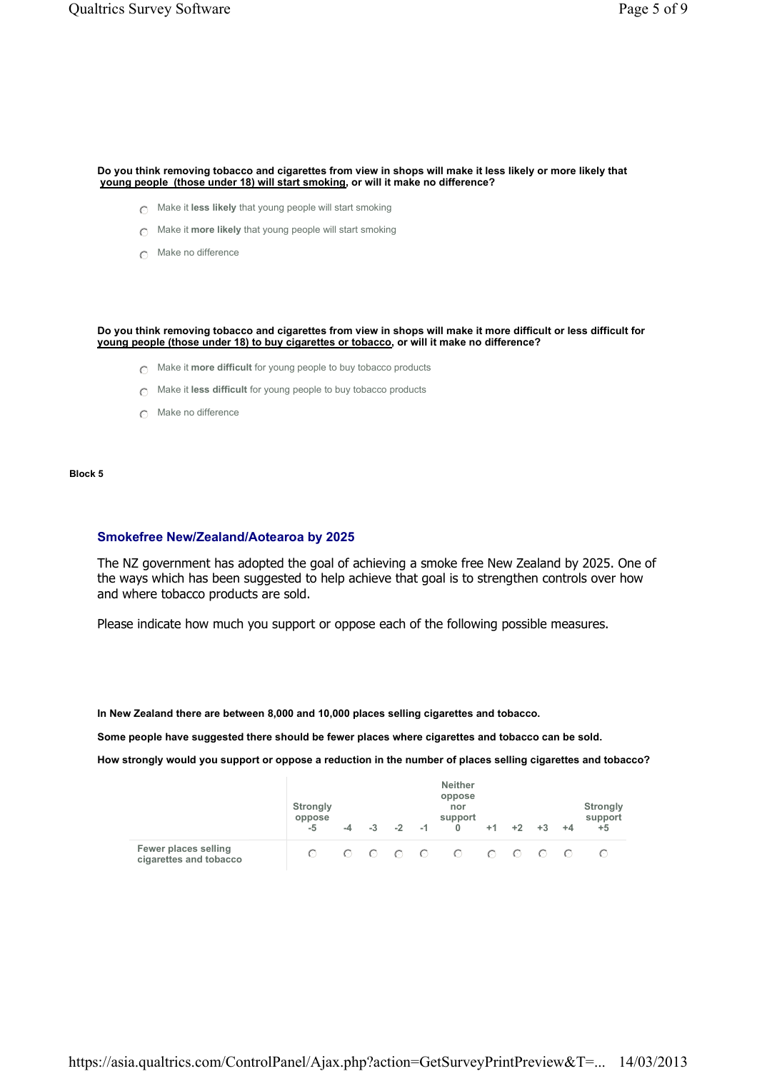**Do you think removing tobacco and cigarettes from view in shops will make it less likely or more likely that young people (those under 18) will start smoking, or will it make no difference?**

- Make it **less likely** that young people will start smoking
- Make it **more likely** that young people will start smoking
- Make no difference

**Do you think removing tobacco and cigarettes from view in shops will make it more difficult or less difficult for young people (those under 18) to buy cigarettes or tobacco, or will it make no difference?**

- Make it **more difficult** for young people to buy tobacco products
- Make it **less difficult** for young people to buy tobacco products
- Make no difference

**Block 5**

## Smokefree New/Zealand/Aotearoa by 2025

The NZ government has adopted the goal of achieving a smoke free New Zealand by 2025. One of the ways which has been suggested to help achieve that goal is to strengthen controls over how and where tobacco products are sold.

Please indicate how much you support or oppose each of the following possible measures.

**In New Zealand there are between 8,000 and 10,000 places selling cigarettes and tobacco.**

**Some people have suggested there should be fewer places where cigarettes and tobacco can be sold.**

**How strongly would you support or oppose a reduction in the number of places selling cigarettes and tobacco?**

| | Strongly oppose -5 | -4 | -3 | -2 | -1 | Neither oppose nor support 0 | +1 | +2 | +3 | +4 | Strongly support +5 |
|---|---|---|---|---|---|---|---|---|---|---|---|
| Fewer places selling cigarettes and tobacco | ○ | ○ | ○ | ○ | ○ | ○ | ○ | ○ | ○ | ○ | ○ |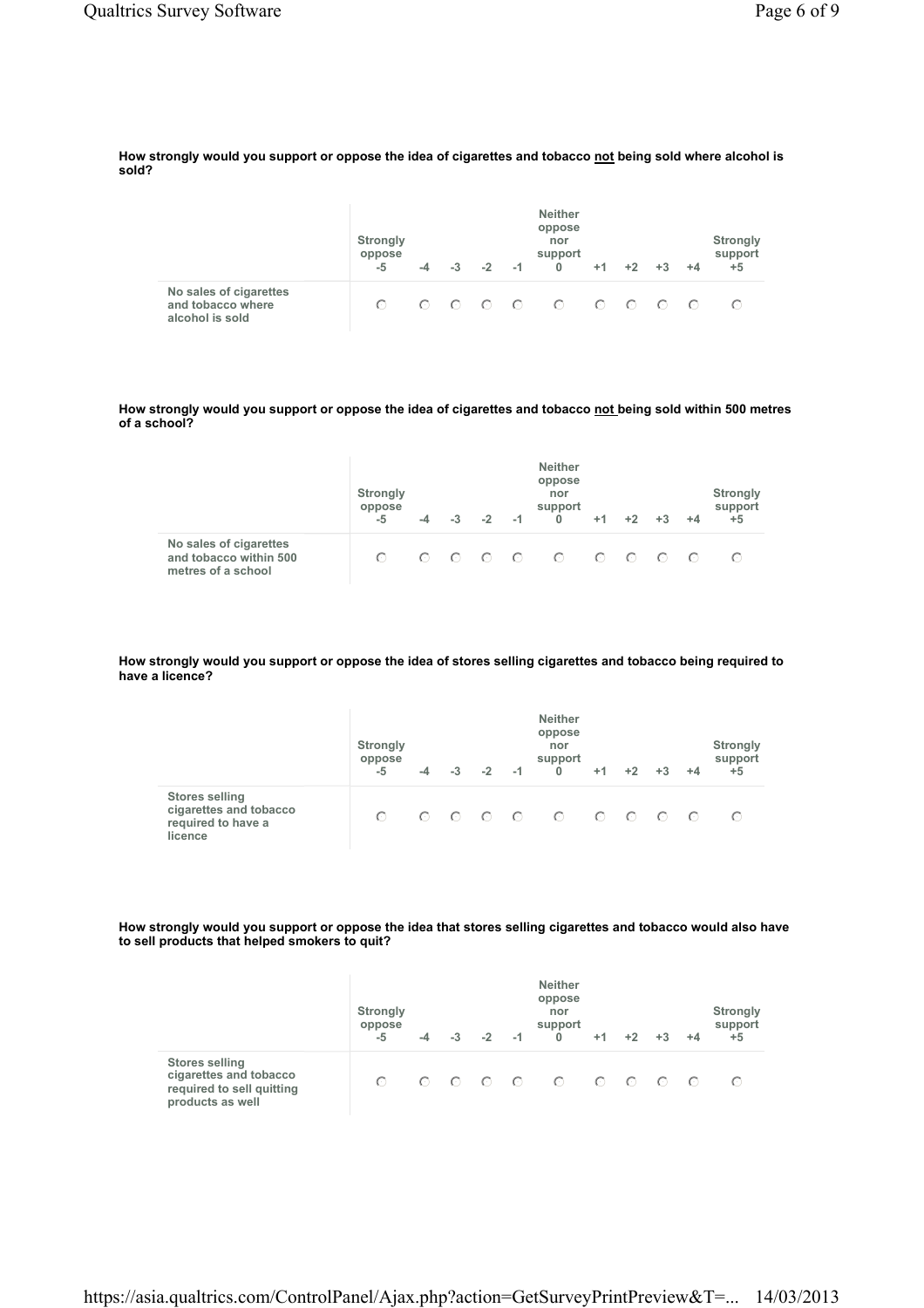**How strongly would you support or oppose the idea of cigarettes and tobacco not being sold where alcohol is sold?**

| | Strongly oppose -5 | -4 | -3 | -2 | -1 | Neither oppose nor support 0 | +1 | +2 | +3 | +4 | Strongly support +5 |
|---|---|---|---|---|---|---|---|---|---|---|---|
| No sales of cigarettes and tobacco where alcohol is sold | ○ | ○ | ○ | ○ | ○ | ○ | ○ | ○ | ○ | ○ | ○ |

**How strongly would you support or oppose the idea of cigarettes and tobacco not being sold within 500 metres of a school?**

| | Strongly oppose -5 | -4 | -3 | -2 | -1 | Neither oppose nor support 0 | +1 | +2 | +3 | +4 | Strongly support +5 |
|---|---|---|---|---|---|---|---|---|---|---|---|
| No sales of cigarettes and tobacco within 500 metres of a school | ○ | ○ | ○ | ○ | ○ | ○ | ○ | ○ | ○ | ○ | ○ |

**How strongly would you support or oppose the idea of stores selling cigarettes and tobacco being required to have a licence?**

| | Strongly oppose -5 | -4 | -3 | -2 | -1 | Neither oppose nor support 0 | +1 | +2 | +3 | +4 | Strongly support +5 |
|---|---|---|---|---|---|---|---|---|---|---|---|
| Stores selling cigarettes and tobacco required to have a licence | ○ | ○ | ○ | ○ | ○ | ○ | ○ | ○ | ○ | ○ | ○ |

**How strongly would you support or oppose the idea that stores selling cigarettes and tobacco would also have to sell products that helped smokers to quit?**

| | Strongly oppose -5 | -4 | -3 | -2 | -1 | Neither oppose nor support 0 | +1 | +2 | +3 | +4 | Strongly support +5 |
|---|---|---|---|---|---|---|---|---|---|---|---|
| Stores selling cigarettes and tobacco required to sell quitting products as well | ○ | ○ | ○ | ○ | ○ | ○ | ○ | ○ | ○ | ○ | ○ |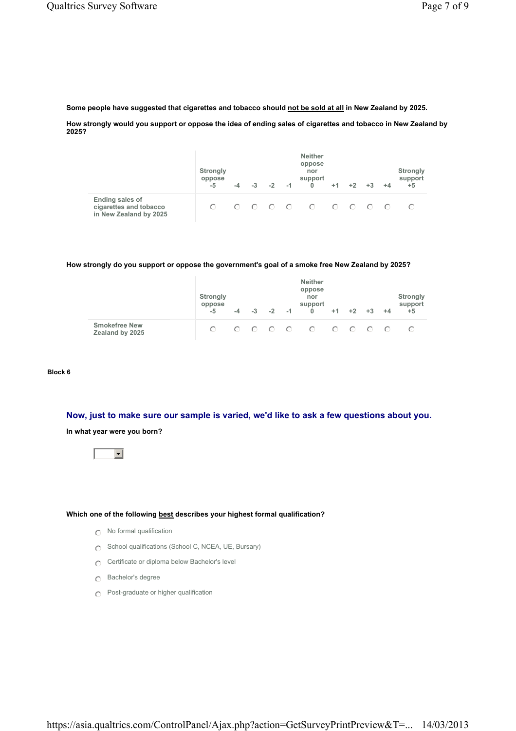**Some people have suggested that cigarettes and tobacco should <u>not be sold at all</u> in New Zealand by 2025.**

**How strongly would you support or oppose the idea of ending sales of cigarettes and tobacco in New Zealand by 2025?**

| | Strongly oppose -5 | -4 | -3 | -2 | -1 | Neither oppose nor support 0 | +1 | +2 | +3 | +4 | Strongly support +5 |
|---|---|---|---|---|---|---|---|---|---|---|---|
| Ending sales of cigarettes and tobacco in New Zealand by 2025 | ○ | ○ | ○ | ○ | ○ | ○ | ○ | ○ | ○ | ○ | ○ |

**How strongly do you support or oppose the government's goal of a smoke free New Zealand by 2025?**

| | Strongly oppose -5 | -4 | -3 | -2 | -1 | Neither oppose nor support 0 | +1 | +2 | +3 | +4 | Strongly support +5 |
|---|---|---|---|---|---|---|---|---|---|---|---|
| Smokefree New Zealand by 2025 | ○ | ○ | ○ | ○ | ○ | ○ | ○ | ○ | ○ | ○ | ○ |

**Block 6**

## Now, just to make sure our sample is varied, we'd like to ask a few questions about you.

**In what year were you born?**

[ ▼ ]

**Which one of the following <u>best</u> describes your highest formal qualification?**

- ○ No formal qualification
- ○ School qualifications (School C, NCEA, UE, Bursary)
- ○ Certificate or diploma below Bachelor's level
- ○ Bachelor's degree
- ○ Post-graduate or higher qualification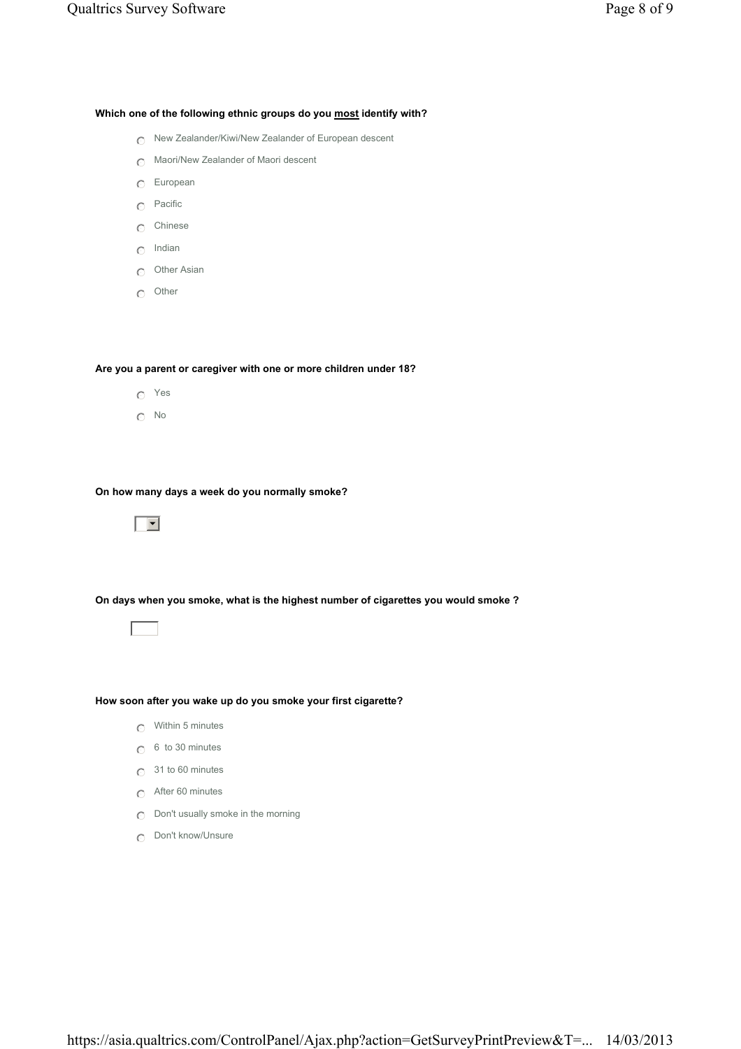**Which one of the following ethnic groups do you <u>most</u> identify with?**

- New Zealander/Kiwi/New Zealander of European descent
- Maori/New Zealander of Maori descent
- European
- Pacific
- Chinese
- Indian
- Other Asian
- Other

**Are you a parent or caregiver with one or more children under 18?**

- Yes
- No

**On how many days a week do you normally smoke?**

**On days when you smoke, what is the highest number of cigarettes you would smoke ?**

**How soon after you wake up do you smoke your first cigarette?**

- Within 5 minutes
- 6 to 30 minutes
- 31 to 60 minutes
- After 60 minutes
- Don't usually smoke in the morning
- Don't know/Unsure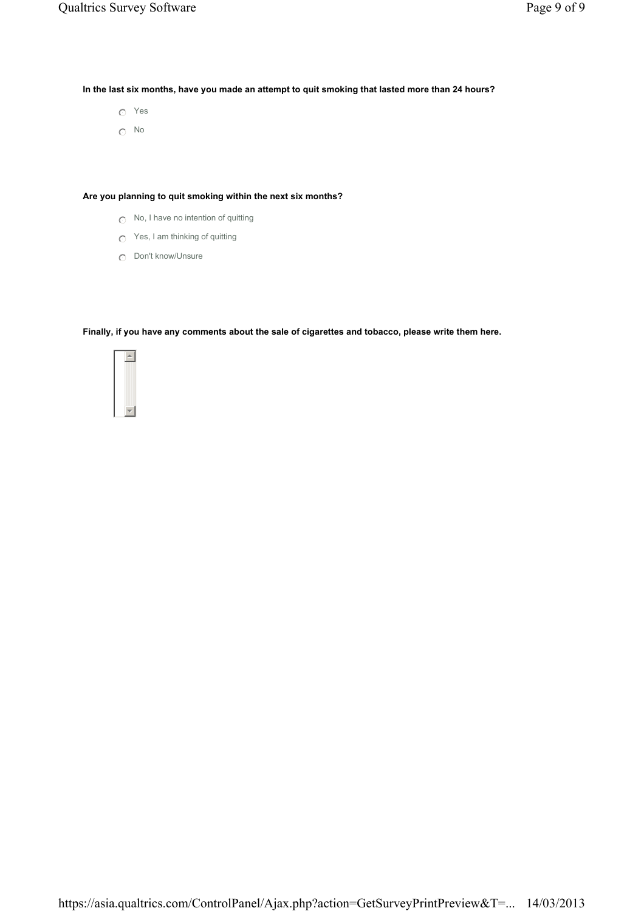**In the last six months, have you made an attempt to quit smoking that lasted more than 24 hours?**

- Yes
- No

**Are you planning to quit smoking within the next six months?**

- No, I have no intention of quitting
- Yes, I am thinking of quitting
- Don't know/Unsure

**Finally, if you have any comments about the sale of cigarettes and tobacco, please write them here.**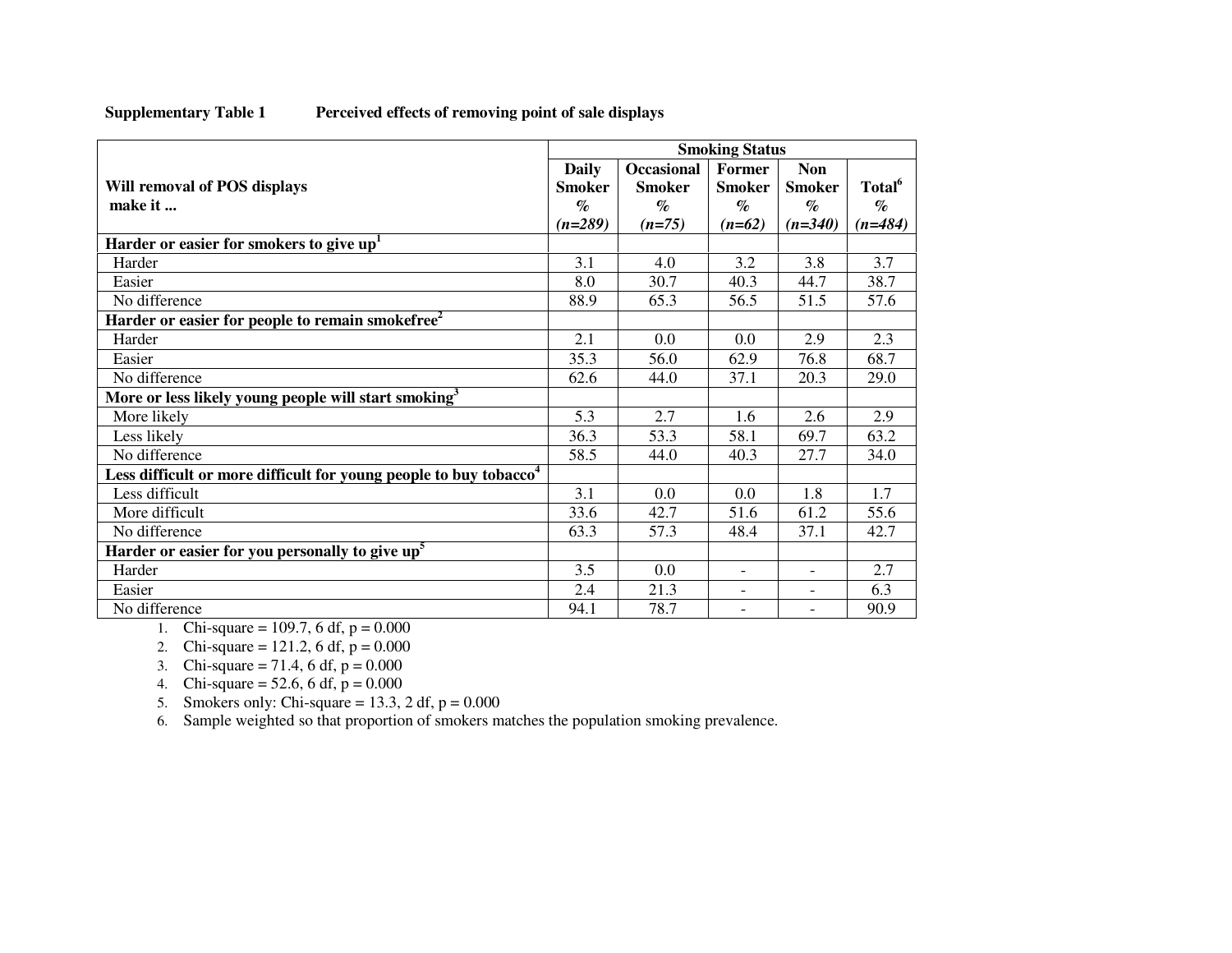**Supplementary Table 1** **Perceived effects of removing point of sale displays**

| Will removal of POS displays make it ... | Smoking Status | | | | |
|---|---|---|---|---|---|
| | Daily Smoker % (n=289) | Occasional Smoker % (n=75) | Former Smoker % (n=62) | Non Smoker % (n=340) | Total[6] % (n=484) |
| **Harder or easier for smokers to give up[1]** | | | | | |
| Harder | 3.1 | 4.0 | 3.2 | 3.8 | 3.7 |
| Easier | 8.0 | 30.7 | 40.3 | 44.7 | 38.7 |
| No difference | 88.9 | 65.3 | 56.5 | 51.5 | 57.6 |
| **Harder or easier for people to remain smokefree[2]** | | | | | |
| Harder | 2.1 | 0.0 | 0.0 | 2.9 | 2.3 |
| Easier | 35.3 | 56.0 | 62.9 | 76.8 | 68.7 |
| No difference | 62.6 | 44.0 | 37.1 | 20.3 | 29.0 |
| **More or less likely young people will start smoking[3]** | | | | | |
| More likely | 5.3 | 2.7 | 1.6 | 2.6 | 2.9 |
| Less likely | 36.3 | 53.3 | 58.1 | 69.7 | 63.2 |
| No difference | 58.5 | 44.0 | 40.3 | 27.7 | 34.0 |
| **Less difficult or more difficult for young people to buy tobacco[4]** | | | | | |
| Less difficult | 3.1 | 0.0 | 0.0 | 1.8 | 1.7 |
| More difficult | 33.6 | 42.7 | 51.6 | 61.2 | 55.6 |
| No difference | 63.3 | 57.3 | 48.4 | 37.1 | 42.7 |
| **Harder or easier for you personally to give up[5]** | | | | | |
| Harder | 3.5 | 0.0 | - | - | 2.7 |
| Easier | 2.4 | 21.3 | - | - | 6.3 |
| No difference | 94.1 | 78.7 | - | - | 90.9 |

1. Chi-square = 109.7, 6 df, p = 0.000
2. Chi-square = 121.2, 6 df, p = 0.000
3. Chi-square = 71.4, 6 df, p = 0.000
4. Chi-square = 52.6, 6 df, p = 0.000
5. Smokers only: Chi-square = 13.3, 2 df, p = 0.000
6. Sample weighted so that proportion of smokers matches the population smoking prevalence.